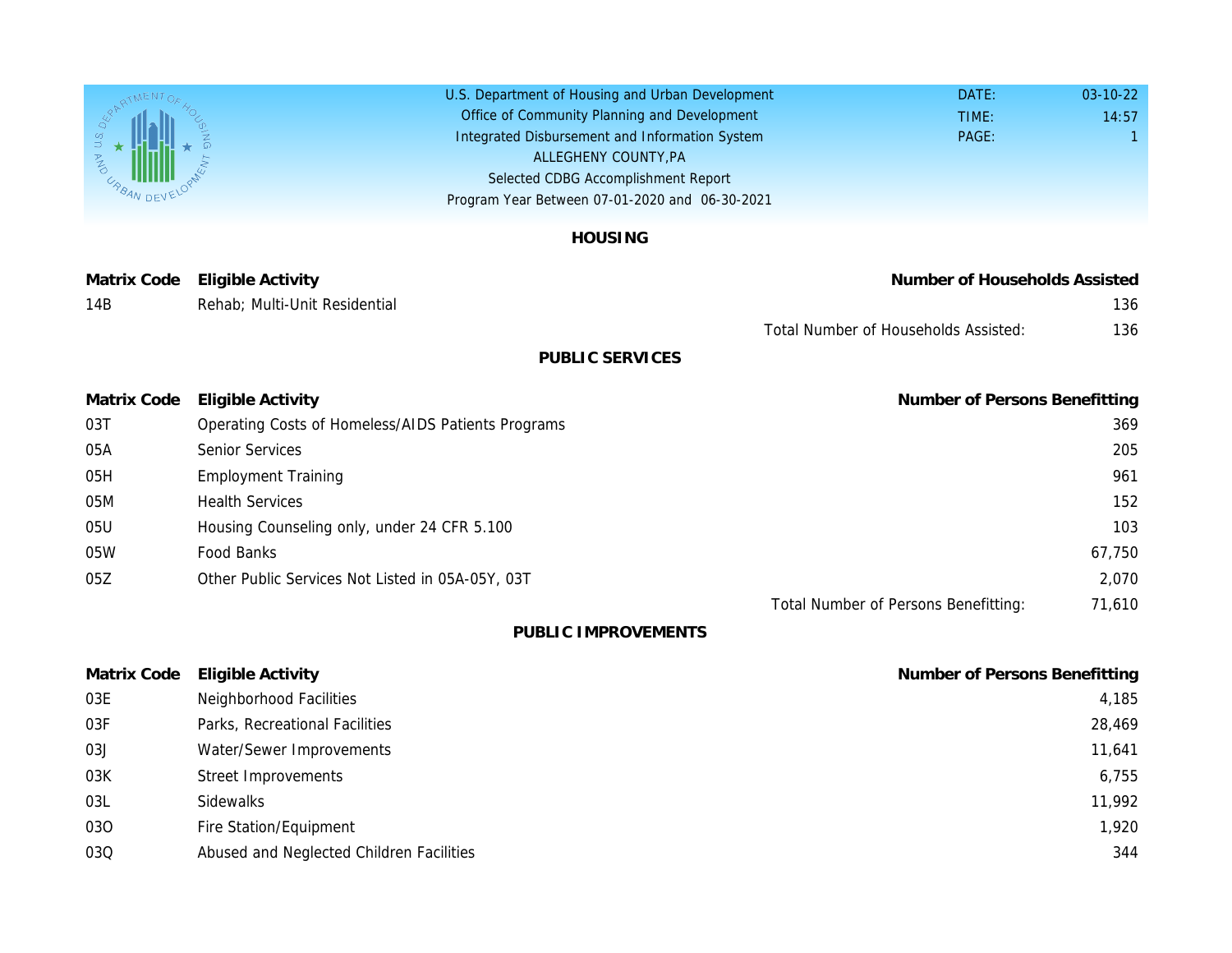U.S. Department of Housing and Urban Development
Office of Community Planning and Development
Integrated Disbursement and Information System
ALLEGHENY COUNTY,PA
Selected CDBG Accomplishment Report
Program Year Between 07-01-2020 and 06-30-2021

DATE: 03-10-22
TIME: 14:57
PAGE: 1

## HOUSING

| Matrix Code | Eligible Activity | Number of Households Assisted |
|---|---|---|
| 14B | Rehab; Multi-Unit Residential | 136 |
| | Total Number of Households Assisted: | 136 |

## PUBLIC SERVICES

| Matrix Code | Eligible Activity | Number of Persons Benefitting |
|---|---|---|
| 03T | Operating Costs of Homeless/AIDS Patients Programs | 369 |
| 05A | Senior Services | 205 |
| 05H | Employment Training | 961 |
| 05M | Health Services | 152 |
| 05U | Housing Counseling only, under 24 CFR 5.100 | 103 |
| 05W | Food Banks | 67,750 |
| 05Z | Other Public Services Not Listed in 05A-05Y, 03T | 2,070 |
| | Total Number of Persons Benefitting: | 71,610 |

## PUBLIC IMPROVEMENTS

| Matrix Code | Eligible Activity | Number of Persons Benefitting |
|---|---|---|
| 03E | Neighborhood Facilities | 4,185 |
| 03F | Parks, Recreational Facilities | 28,469 |
| 03J | Water/Sewer Improvements | 11,641 |
| 03K | Street Improvements | 6,755 |
| 03L | Sidewalks | 11,992 |
| 03O | Fire Station/Equipment | 1,920 |
| 03Q | Abused and Neglected Children Facilities | 344 |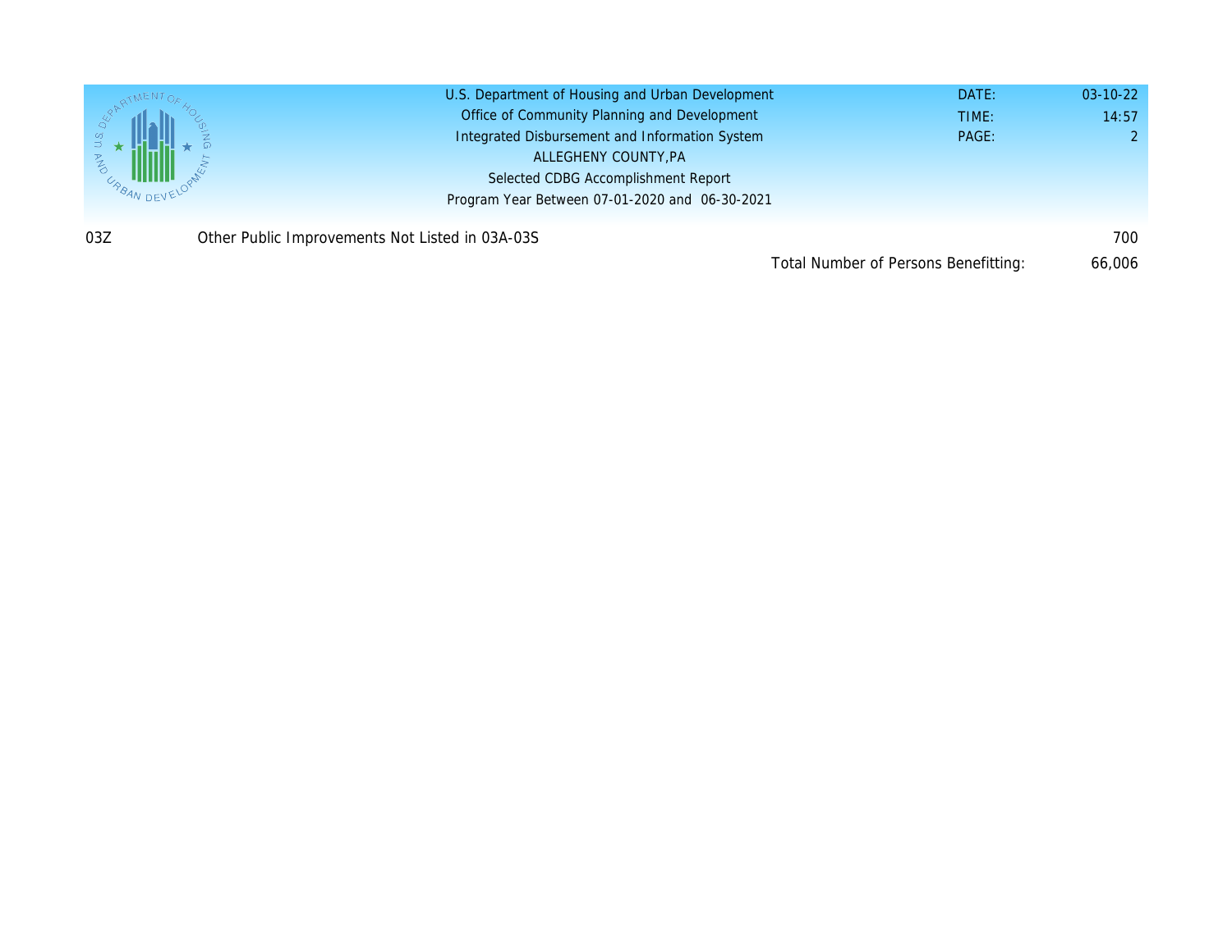| | | |
|---|---|---|
| 03Z | Other Public Improvements Not Listed in 03A-03S | 700 |
| | Total Number of Persons Benefitting: | 66,006 |